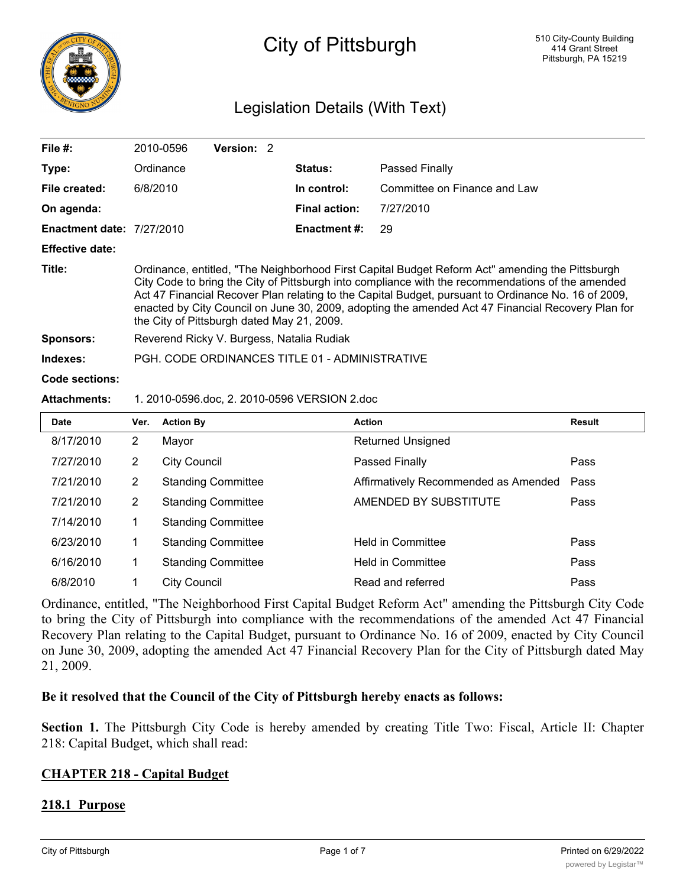# City of Pittsburgh

510 City-County Building
414 Grant Street
Pittsburgh, PA 15219

## Legislation Details (With Text)

| | | | |
|---|---|---|---|
| **File #:** | 2010-0596 **Version:** 2 | | |
| **Type:** | Ordinance | **Status:** | Passed Finally |
| **File created:** | 6/8/2010 | **In control:** | Committee on Finance and Law |
| **On agenda:** | | **Final action:** | 7/27/2010 |
| **Enactment date:** | 7/27/2010 | **Enactment #:** | 29 |
| **Effective date:** | | | |

**Title:** Ordinance, entitled, "The Neighborhood First Capital Budget Reform Act" amending the Pittsburgh City Code to bring the City of Pittsburgh into compliance with the recommendations of the amended Act 47 Financial Recover Plan relating to the Capital Budget, pursuant to Ordinance No. 16 of 2009, enacted by City Council on June 30, 2009, adopting the amended Act 47 Financial Recovery Plan for the City of Pittsburgh dated May 21, 2009.

**Sponsors:** Reverend Ricky V. Burgess, Natalia Rudiak

**Indexes:** PGH. CODE ORDINANCES TITLE 01 - ADMINISTRATIVE

**Code sections:**

**Attachments:** 1. 2010-0596.doc, 2. 2010-0596 VERSION 2.doc

| Date | Ver. | Action By | Action | Result |
|---|---|---|---|---|
| 8/17/2010 | 2 | Mayor | Returned Unsigned | |
| 7/27/2010 | 2 | City Council | Passed Finally | Pass |
| 7/21/2010 | 2 | Standing Committee | Affirmatively Recommended as Amended | Pass |
| 7/21/2010 | 2 | Standing Committee | AMENDED BY SUBSTITUTE | Pass |
| 7/14/2010 | 1 | Standing Committee | | |
| 6/23/2010 | 1 | Standing Committee | Held in Committee | Pass |
| 6/16/2010 | 1 | Standing Committee | Held in Committee | Pass |
| 6/8/2010 | 1 | City Council | Read and referred | Pass |

Ordinance, entitled, "The Neighborhood First Capital Budget Reform Act" amending the Pittsburgh City Code to bring the City of Pittsburgh into compliance with the recommendations of the amended Act 47 Financial Recovery Plan relating to the Capital Budget, pursuant to Ordinance No. 16 of 2009, enacted by City Council on June 30, 2009, adopting the amended Act 47 Financial Recovery Plan for the City of Pittsburgh dated May 21, 2009.

**Be it resolved that the Council of the City of Pittsburgh hereby enacts as follows:**

**Section 1.** The Pittsburgh City Code is hereby amended by creating Title Two: Fiscal, Article II: Chapter 218: Capital Budget, which shall read:

**CHAPTER 218 - Capital Budget**

**218.1 Purpose**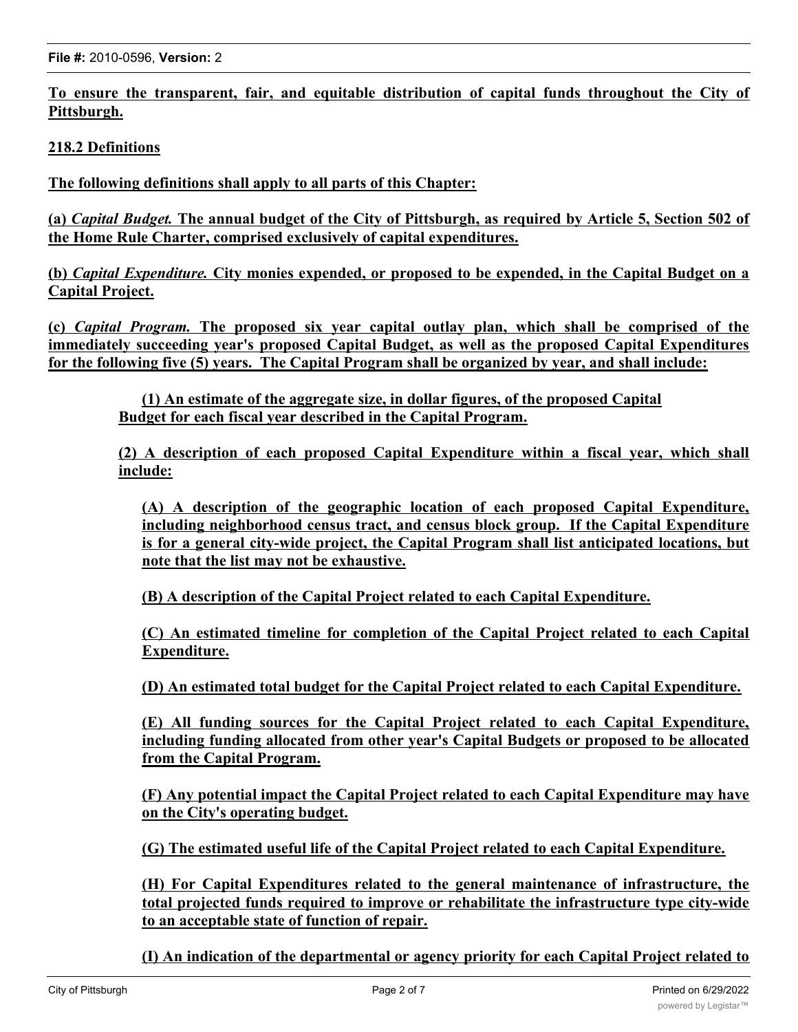**To ensure the transparent, fair, and equitable distribution of capital funds throughout the City of Pittsburgh.**

**218.2 Definitions**

**The following definitions shall apply to all parts of this Chapter:**

**(a)** ***Capital Budget.*** **The annual budget of the City of Pittsburgh, as required by Article 5, Section 502 of the Home Rule Charter, comprised exclusively of capital expenditures.**

**(b)** ***Capital Expenditure.*** **City monies expended, or proposed to be expended, in the Capital Budget on a Capital Project.**

**(c)** ***Capital Program.*** **The proposed six year capital outlay plan, which shall be comprised of the immediately succeeding year's proposed Capital Budget, as well as the proposed Capital Expenditures for the following five (5) years. The Capital Program shall be organized by year, and shall include:**

> **(1) An estimate of the aggregate size, in dollar figures, of the proposed Capital Budget for each fiscal year described in the Capital Program.**
>
> **(2) A description of each proposed Capital Expenditure within a fiscal year, which shall include:**
>
> > **(A) A description of the geographic location of each proposed Capital Expenditure, including neighborhood census tract, and census block group. If the Capital Expenditure is for a general city-wide project, the Capital Program shall list anticipated locations, but note that the list may not be exhaustive.**
> >
> > **(B) A description of the Capital Project related to each Capital Expenditure.**
> >
> > **(C) An estimated timeline for completion of the Capital Project related to each Capital Expenditure.**
> >
> > **(D) An estimated total budget for the Capital Project related to each Capital Expenditure.**
> >
> > **(E) All funding sources for the Capital Project related to each Capital Expenditure, including funding allocated from other year's Capital Budgets or proposed to be allocated from the Capital Program.**
> >
> > **(F) Any potential impact the Capital Project related to each Capital Expenditure may have on the City's operating budget.**
> >
> > **(G) The estimated useful life of the Capital Project related to each Capital Expenditure.**
> >
> > **(H) For Capital Expenditures related to the general maintenance of infrastructure, the total projected funds required to improve or rehabilitate the infrastructure type city-wide to an acceptable state of function of repair.**
> >
> > **(I) An indication of the departmental or agency priority for each Capital Project related to**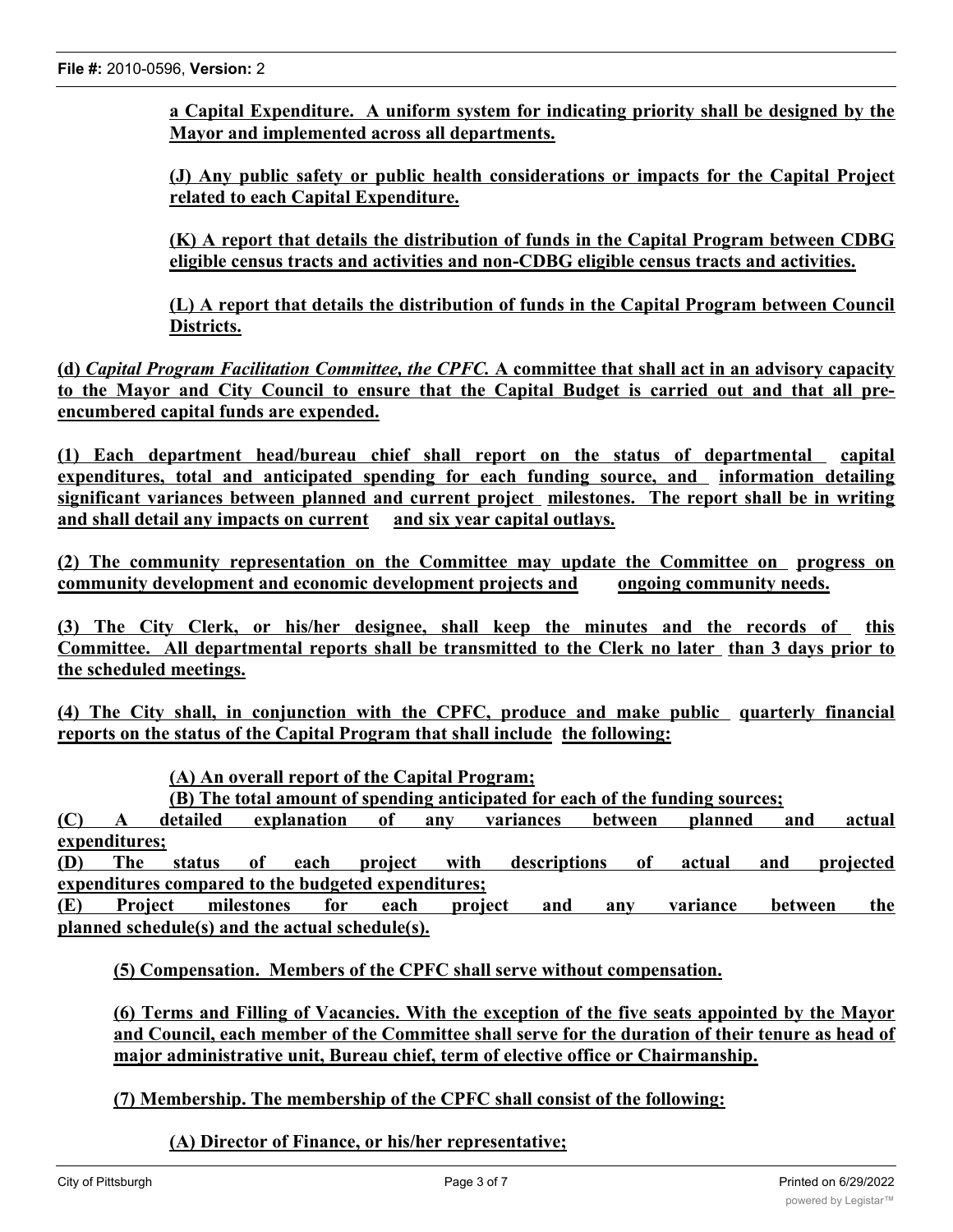**a Capital Expenditure. A uniform system for indicating priority shall be designed by the Mayor and implemented across all departments.**

**(J) Any public safety or public health considerations or impacts for the Capital Project related to each Capital Expenditure.**

**(K) A report that details the distribution of funds in the Capital Program between CDBG eligible census tracts and activities and non-CDBG eligible census tracts and activities.**

**(L) A report that details the distribution of funds in the Capital Program between Council Districts.**

**(d)** ***Capital Program Facilitation Committee, the CPFC.*** **A committee that shall act in an advisory capacity to the Mayor and City Council to ensure that the Capital Budget is carried out and that all pre-encumbered capital funds are expended.**

**(1) Each department head/bureau chief shall report on the status of departmental capital expenditures, total and anticipated spending for each funding source, and information detailing significant variances between planned and current project milestones. The report shall be in writing and shall detail any impacts on current and six year capital outlays.**

**(2) The community representation on the Committee may update the Committee on progress on community development and economic development projects and ongoing community needs.**

**(3) The City Clerk, or his/her designee, shall keep the minutes and the records of this Committee. All departmental reports shall be transmitted to the Clerk no later than 3 days prior to the scheduled meetings.**

**(4) The City shall, in conjunction with the CPFC, produce and make public quarterly financial reports on the status of the Capital Program that shall include the following:**

**(A) An overall report of the Capital Program;**
**(B) The total amount of spending anticipated for each of the funding sources;**
**(C) A detailed explanation of any variances between planned and actual expenditures;**
**(D) The status of each project with descriptions of actual and projected expenditures compared to the budgeted expenditures;**
**(E) Project milestones for each project and any variance between the planned schedule(s) and the actual schedule(s).**

**(5) Compensation. Members of the CPFC shall serve without compensation.**

**(6) Terms and Filling of Vacancies. With the exception of the five seats appointed by the Mayor and Council, each member of the Committee shall serve for the duration of their tenure as head of major administrative unit, Bureau chief, term of elective office or Chairmanship.**

**(7) Membership. The membership of the CPFC shall consist of the following:**

**(A) Director of Finance, or his/her representative;**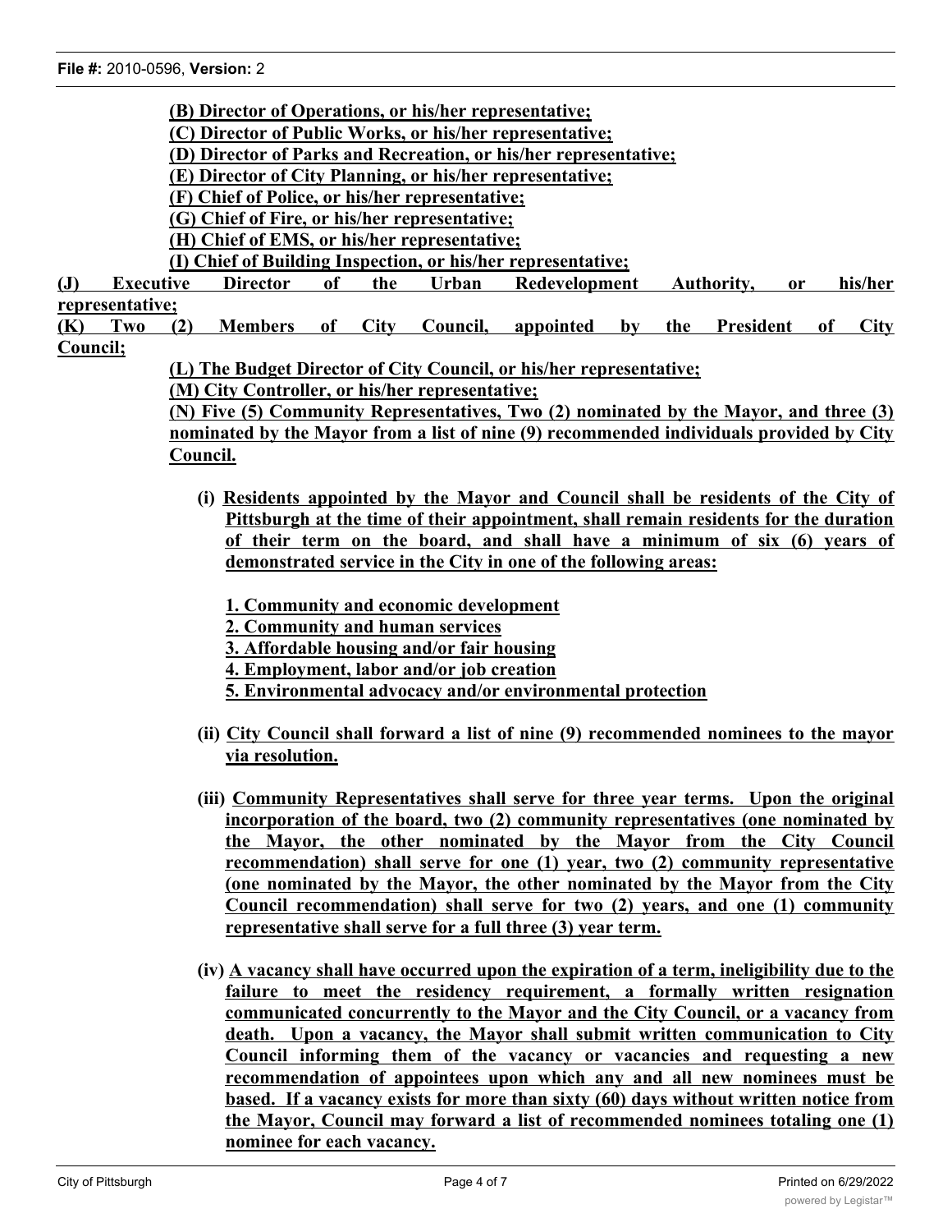**(B) Director of Operations, or his/her representative;**
**(C) Director of Public Works, or his/her representative;**
**(D) Director of Parks and Recreation, or his/her representative;**
**(E) Director of City Planning, or his/her representative;**
**(F) Chief of Police, or his/her representative;**
**(G) Chief of Fire, or his/her representative;**
**(H) Chief of EMS, or his/her representative;**
**(I) Chief of Building Inspection, or his/her representative;**
**(J) Executive Director of the Urban Redevelopment Authority, or his/her representative;**
**(K) Two (2) Members of City Council, appointed by the President of City Council;**
**(L) The Budget Director of City Council, or his/her representative;**
**(M) City Controller, or his/her representative;**
**(N) Five (5) Community Representatives, Two (2) nominated by the Mayor, and three (3) nominated by the Mayor from a list of nine (9) recommended individuals provided by City Council.**

**(i) Residents appointed by the Mayor and Council shall be residents of the City of Pittsburgh at the time of their appointment, shall remain residents for the duration of their term on the board, and shall have a minimum of six (6) years of demonstrated service in the City in one of the following areas:**

**1. Community and economic development**
**2. Community and human services**
**3. Affordable housing and/or fair housing**
**4. Employment, labor and/or job creation**
**5. Environmental advocacy and/or environmental protection**

**(ii) City Council shall forward a list of nine (9) recommended nominees to the mayor via resolution.**

**(iii) Community Representatives shall serve for three year terms. Upon the original incorporation of the board, two (2) community representatives (one nominated by the Mayor, the other nominated by the Mayor from the City Council recommendation) shall serve for one (1) year, two (2) community representative (one nominated by the Mayor, the other nominated by the Mayor from the City Council recommendation) shall serve for two (2) years, and one (1) community representative shall serve for a full three (3) year term.**

**(iv) A vacancy shall have occurred upon the expiration of a term, ineligibility due to the failure to meet the residency requirement, a formally written resignation communicated concurrently to the Mayor and the City Council, or a vacancy from death. Upon a vacancy, the Mayor shall submit written communication to City Council informing them of the vacancy or vacancies and requesting a new recommendation of appointees upon which any and all new nominees must be based. If a vacancy exists for more than sixty (60) days without written notice from the Mayor, Council may forward a list of recommended nominees totaling one (1) nominee for each vacancy.**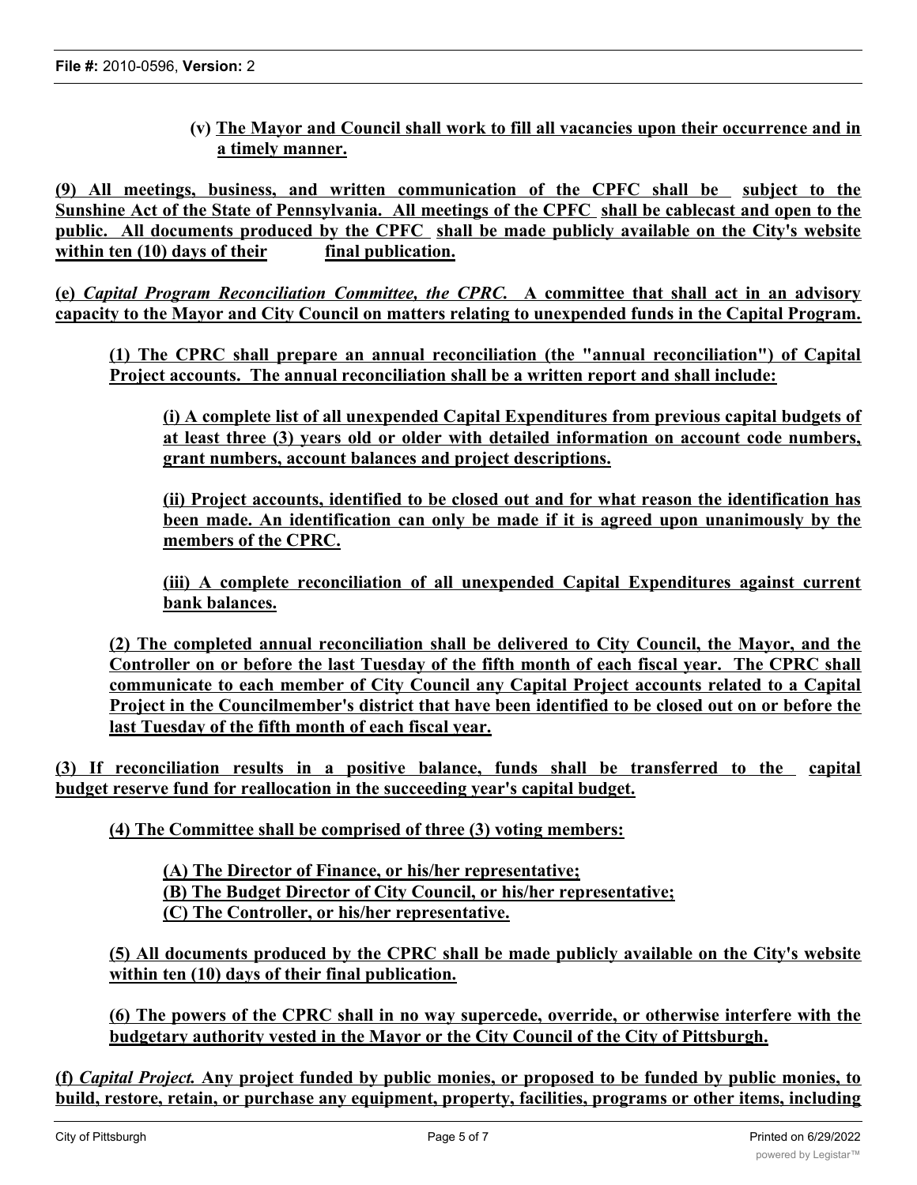**(v) The Mayor and Council shall work to fill all vacancies upon their occurrence and in a timely manner.**

**(9) All meetings, business, and written communication of the CPFC shall be subject to the Sunshine Act of the State of Pennsylvania. All meetings of the CPFC shall be cablecast and open to the public. All documents produced by the CPFC shall be made publicly available on the City's website within ten (10) days of their final publication.**

**(e) *Capital Program Reconciliation Committee, the CPRC.* A committee that shall act in an advisory capacity to the Mayor and City Council on matters relating to unexpended funds in the Capital Program.**

**(1) The CPRC shall prepare an annual reconciliation (the "annual reconciliation") of Capital Project accounts. The annual reconciliation shall be a written report and shall include:**

**(i) A complete list of all unexpended Capital Expenditures from previous capital budgets of at least three (3) years old or older with detailed information on account code numbers, grant numbers, account balances and project descriptions.**

**(ii) Project accounts, identified to be closed out and for what reason the identification has been made. An identification can only be made if it is agreed upon unanimously by the members of the CPRC.**

**(iii) A complete reconciliation of all unexpended Capital Expenditures against current bank balances.**

**(2) The completed annual reconciliation shall be delivered to City Council, the Mayor, and the Controller on or before the last Tuesday of the fifth month of each fiscal year. The CPRC shall communicate to each member of City Council any Capital Project accounts related to a Capital Project in the Councilmember's district that have been identified to be closed out on or before the last Tuesday of the fifth month of each fiscal year.**

**(3) If reconciliation results in a positive balance, funds shall be transferred to the capital budget reserve fund for reallocation in the succeeding year's capital budget.**

**(4) The Committee shall be comprised of three (3) voting members:**

**(A) The Director of Finance, or his/her representative;**
**(B) The Budget Director of City Council, or his/her representative;**
**(C) The Controller, or his/her representative.**

**(5) All documents produced by the CPRC shall be made publicly available on the City's website within ten (10) days of their final publication.**

**(6) The powers of the CPRC shall in no way supercede, override, or otherwise interfere with the budgetary authority vested in the Mayor or the City Council of the City of Pittsburgh.**

**(f) *Capital Project.* Any project funded by public monies, or proposed to be funded by public monies, to build, restore, retain, or purchase any equipment, property, facilities, programs or other items, including**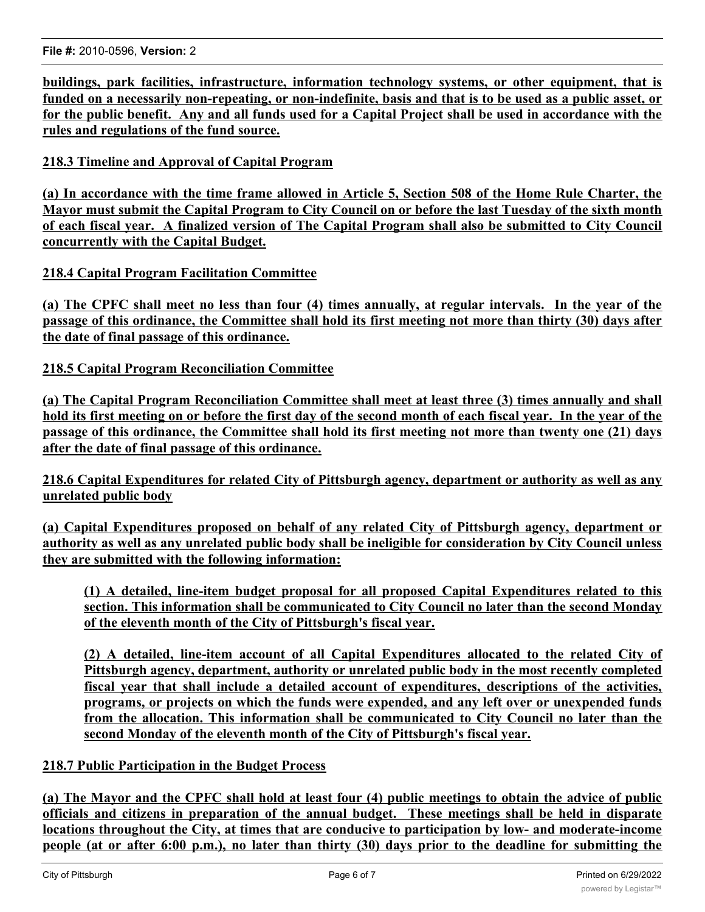**buildings, park facilities, infrastructure, information technology systems, or other equipment, that is funded on a necessarily non-repeating, or non-indefinite, basis and that is to be used as a public asset, or for the public benefit. Any and all funds used for a Capital Project shall be used in accordance with the rules and regulations of the fund source.**

**218.3 Timeline and Approval of Capital Program**

**(a) In accordance with the time frame allowed in Article 5, Section 508 of the Home Rule Charter, the Mayor must submit the Capital Program to City Council on or before the last Tuesday of the sixth month of each fiscal year. A finalized version of The Capital Program shall also be submitted to City Council concurrently with the Capital Budget.**

**218.4 Capital Program Facilitation Committee**

**(a) The CPFC shall meet no less than four (4) times annually, at regular intervals. In the year of the passage of this ordinance, the Committee shall hold its first meeting not more than thirty (30) days after the date of final passage of this ordinance.**

**218.5 Capital Program Reconciliation Committee**

**(a) The Capital Program Reconciliation Committee shall meet at least three (3) times annually and shall hold its first meeting on or before the first day of the second month of each fiscal year. In the year of the passage of this ordinance, the Committee shall hold its first meeting not more than twenty one (21) days after the date of final passage of this ordinance.**

**218.6 Capital Expenditures for related City of Pittsburgh agency, department or authority as well as any unrelated public body**

**(a) Capital Expenditures proposed on behalf of any related City of Pittsburgh agency, department or authority as well as any unrelated public body shall be ineligible for consideration by City Council unless they are submitted with the following information:**

> **(1) A detailed, line-item budget proposal for all proposed Capital Expenditures related to this section. This information shall be communicated to City Council no later than the second Monday of the eleventh month of the City of Pittsburgh's fiscal year.**
>
> **(2) A detailed, line-item account of all Capital Expenditures allocated to the related City of Pittsburgh agency, department, authority or unrelated public body in the most recently completed fiscal year that shall include a detailed account of expenditures, descriptions of the activities, programs, or projects on which the funds were expended, and any left over or unexpended funds from the allocation. This information shall be communicated to City Council no later than the second Monday of the eleventh month of the City of Pittsburgh's fiscal year.**

**218.7 Public Participation in the Budget Process**

**(a) The Mayor and the CPFC shall hold at least four (4) public meetings to obtain the advice of public officials and citizens in preparation of the annual budget. These meetings shall be held in disparate locations throughout the City, at times that are conducive to participation by low- and moderate-income people (at or after 6:00 p.m.), no later than thirty (30) days prior to the deadline for submitting the**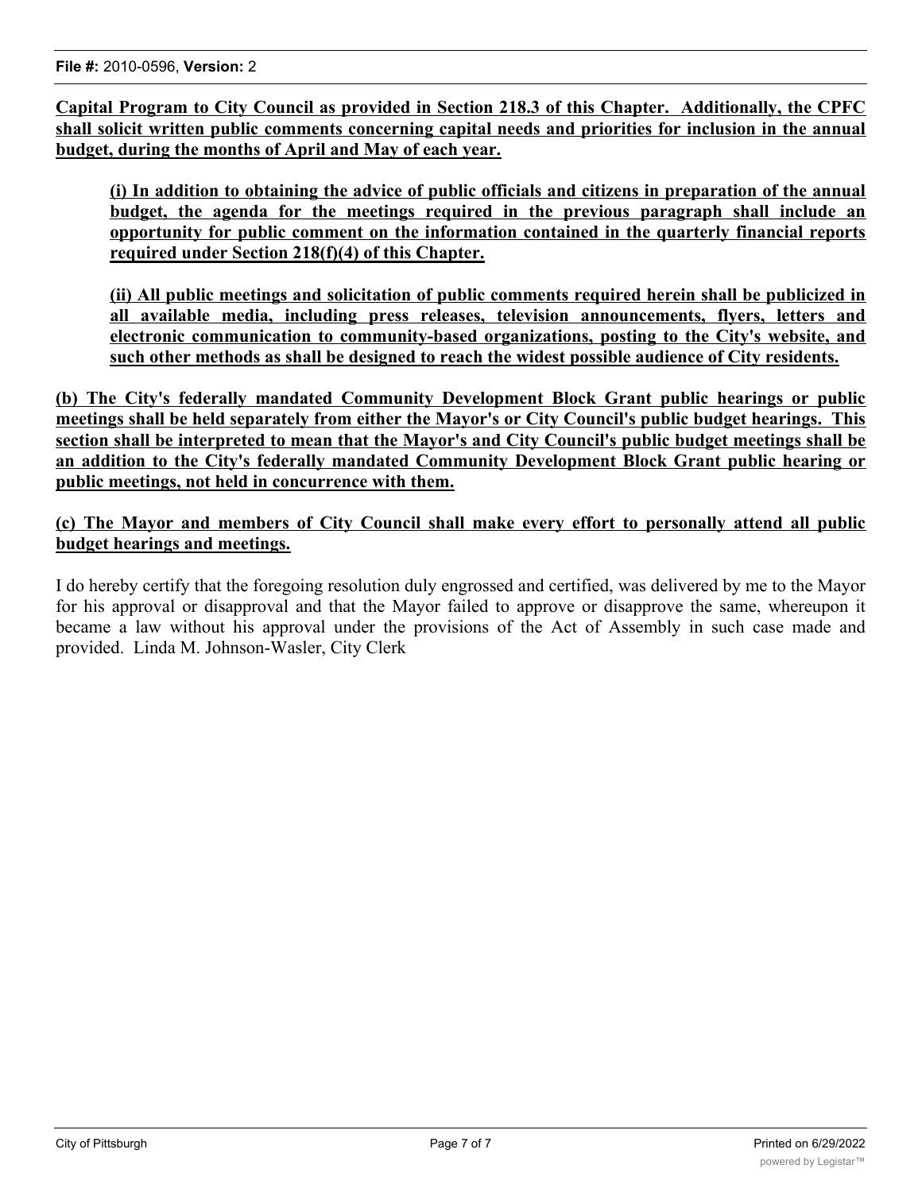**Capital Program to City Council as provided in Section 218.3 of this Chapter. Additionally, the CPFC shall solicit written public comments concerning capital needs and priorities for inclusion in the annual budget, during the months of April and May of each year.**

**(i) In addition to obtaining the advice of public officials and citizens in preparation of the annual budget, the agenda for the meetings required in the previous paragraph shall include an opportunity for public comment on the information contained in the quarterly financial reports required under Section 218(f)(4) of this Chapter.**

**(ii) All public meetings and solicitation of public comments required herein shall be publicized in all available media, including press releases, television announcements, flyers, letters and electronic communication to community-based organizations, posting to the City's website, and such other methods as shall be designed to reach the widest possible audience of City residents.**

**(b) The City's federally mandated Community Development Block Grant public hearings or public meetings shall be held separately from either the Mayor's or City Council's public budget hearings. This section shall be interpreted to mean that the Mayor's and City Council's public budget meetings shall be an addition to the City's federally mandated Community Development Block Grant public hearing or public meetings, not held in concurrence with them.**

**(c) The Mayor and members of City Council shall make every effort to personally attend all public budget hearings and meetings.**

I do hereby certify that the foregoing resolution duly engrossed and certified, was delivered by me to the Mayor for his approval or disapproval and that the Mayor failed to approve or disapprove the same, whereupon it became a law without his approval under the provisions of the Act of Assembly in such case made and provided. Linda M. Johnson-Wasler, City Clerk